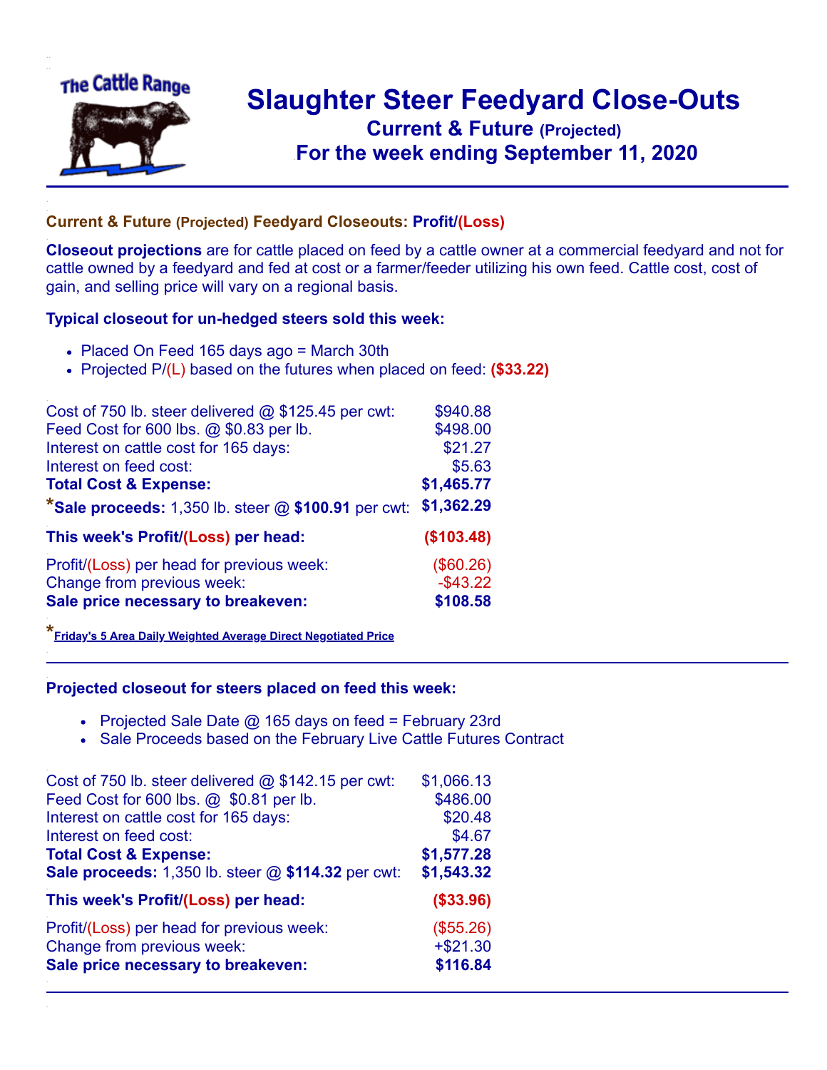# Slaughter Steer Feedyard Close-Outs

## Current & Future (Projected)

## For the week ending September 11, 2020

### Current & Future (Projected) Feedyard Closeouts: Profit/(Loss)

**Closeout projections** are for cattle placed on feed by a cattle owner at a commercial feedyard and not for cattle owned by a feedyard and fed at cost or a farmer/feeder utilizing his own feed. Cattle cost, cost of gain, and selling price will vary on a regional basis.

### Typical closeout for un-hedged steers sold this week:

- Placed On Feed 165 days ago = March 30th
- Projected P/(L) based on the futures when placed on feed: **($33.22)**

| | |
|---|---|
| Cost of 750 lb. steer delivered @ $125.45 per cwt: | $940.88 |
| Feed Cost for 600 lbs. @ $0.83 per lb. | $498.00 |
| Interest on cattle cost for 165 days: | $21.27 |
| Interest on feed cost: | $5.63 |
| **Total Cost & Expense:** | **$1,465.77** |
| ***Sale proceeds:** 1,350 lb. steer @ **$100.91** per cwt: | **$1,362.29** |
| **This week's Profit/(Loss) per head:** | **($103.48)** |
| Profit/(Loss) per head for previous week: | ($60.26) |
| Change from previous week: | -$43.22 |
| **Sale price necessary to breakeven:** | **$108.58** |

*Friday's 5 Area Daily Weighted Average Direct Negotiated Price

### Projected closeout for steers placed on feed this week:

- Projected Sale Date @ 165 days on feed = February 23rd
- Sale Proceeds based on the February Live Cattle Futures Contract

| | |
|---|---|
| Cost of 750 lb. steer delivered @ $142.15 per cwt: | $1,066.13 |
| Feed Cost for 600 lbs. @ $0.81 per lb. | $486.00 |
| Interest on cattle cost for 165 days: | $20.48 |
| Interest on feed cost: | $4.67 |
| **Total Cost & Expense:** | **$1,577.28** |
| **Sale proceeds:** 1,350 lb. steer @ **$114.32** per cwt: | **$1,543.32** |
| **This week's Profit/(Loss) per head:** | **($33.96)** |
| Profit/(Loss) per head for previous week: | ($55.26) |
| Change from previous week: | +$21.30 |
| **Sale price necessary to breakeven:** | **$116.84** |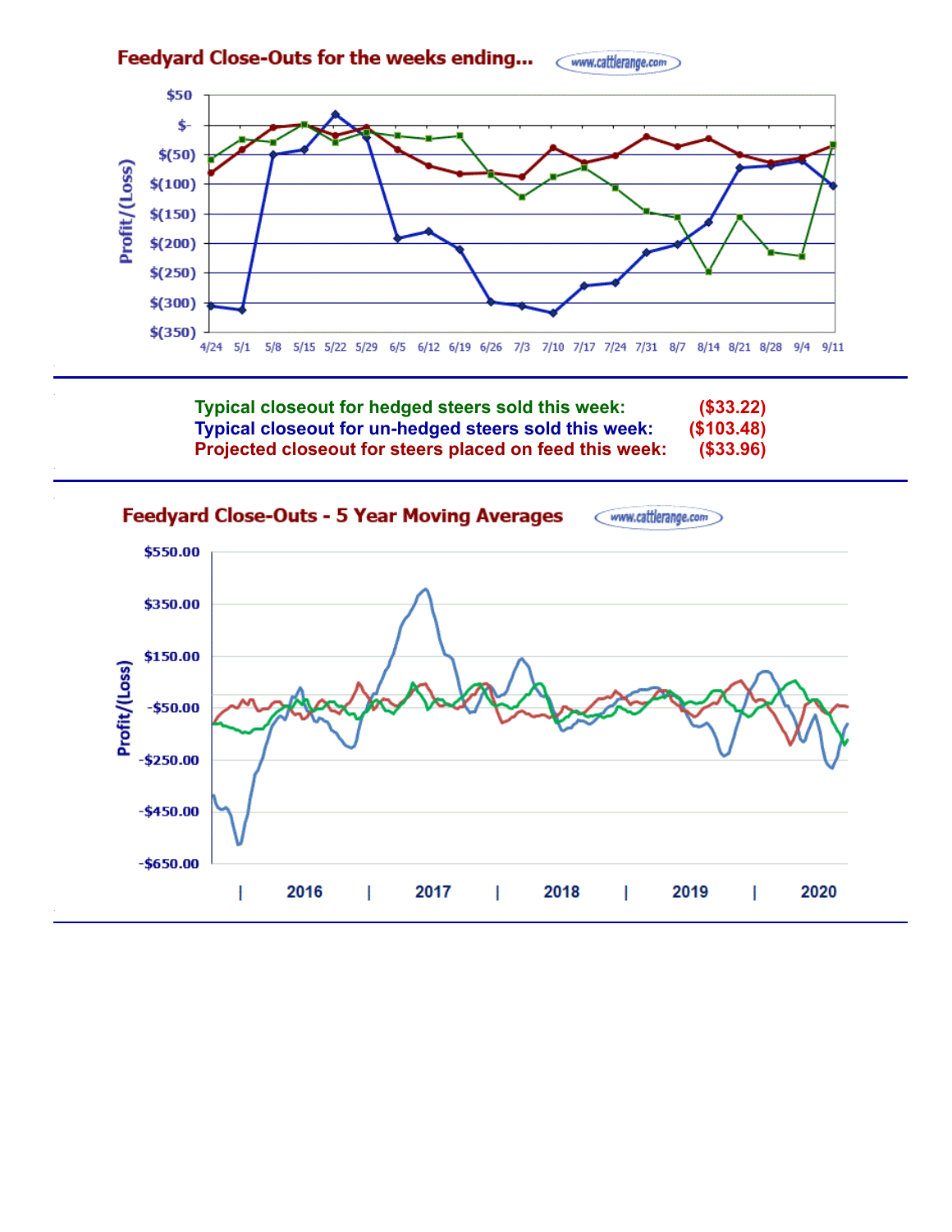## Feedyard Close-Outs for the weeks ending...

www.cattlerange.com

$50
$-
$(50)
$(100)
$(150)
$(200)
$(250)
$(300)
$(350)

Profit/(Loss)

4/24 5/1 5/8 5/15 5/22 5/29 6/5 6/12 6/19 6/26 7/3 7/10 7/17 7/24 7/31 8/7 8/14 8/21 8/28 9/4 9/11

---

| | |
|---|---|
| Typical closeout for hedged steers sold this week: | ($33.22) |
| Typical closeout for un-hedged steers sold this week: | ($103.48) |
| Projected closeout for steers placed on feed this week: | ($33.96) |

---

## Feedyard Close-Outs - 5 Year Moving Averages

www.cattlerange.com

$550.00
$350.00
$150.00
-$50.00
-$250.00
-$450.00
-$650.00

Profit/(Loss)

| 2016 | 2017 | 2018 | 2019 | 2020